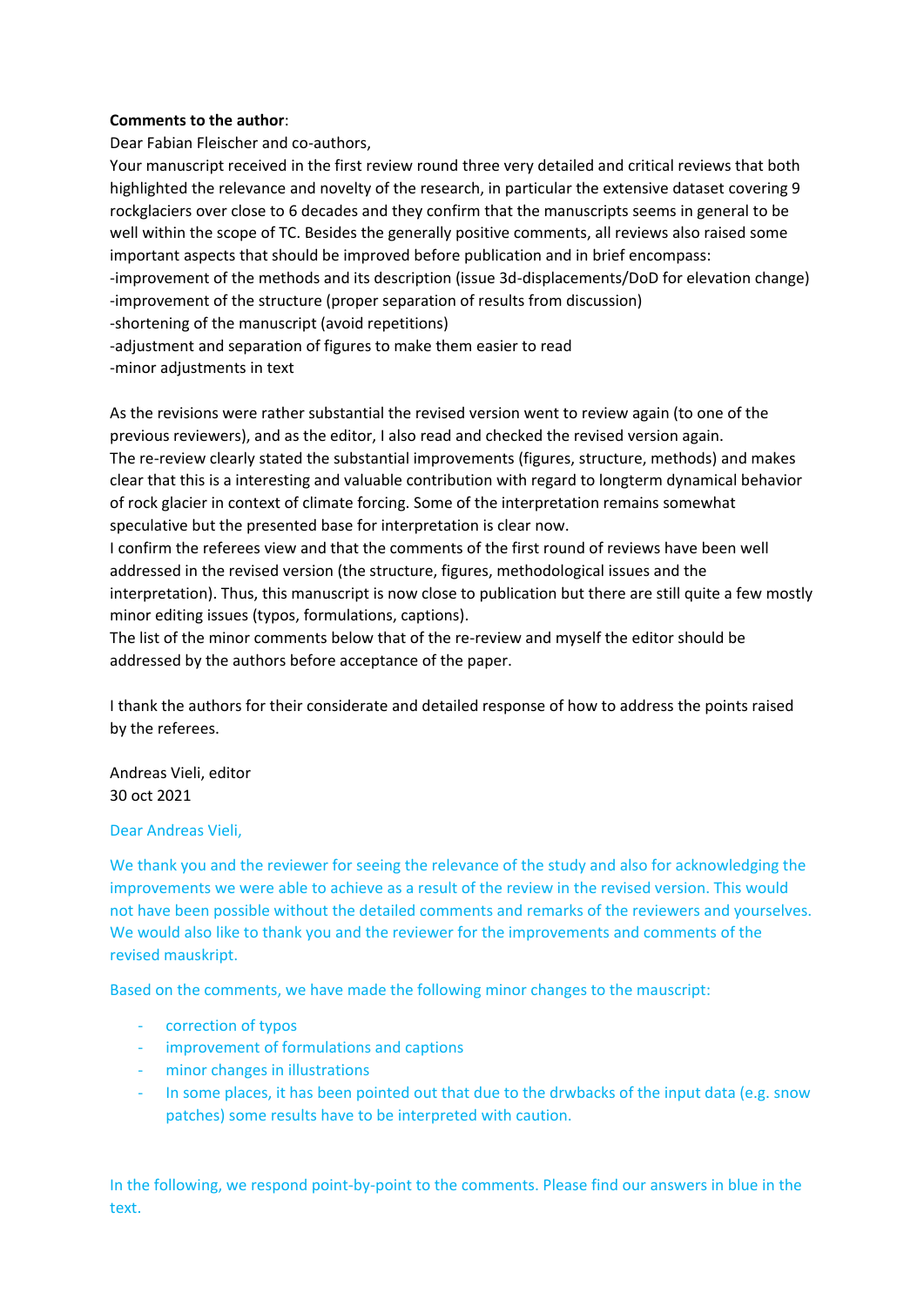**Comments to the author**:

Dear Fabian Fleischer and co-authors,

Your manuscript received in the first review round three very detailed and critical reviews that both highlighted the relevance and novelty of the research, in particular the extensive dataset covering 9 rockglaciers over close to 6 decades and they confirm that the manuscripts seems in general to be well within the scope of TC. Besides the generally positive comments, all reviews also raised some important aspects that should be improved before publication and in brief encompass:

-improvement of the methods and its description (issue 3d-displacements/DoD for elevation change)
-improvement of the structure (proper separation of results from discussion)
-shortening of the manuscript (avoid repetitions)
-adjustment and separation of figures to make them easier to read
-minor adjustments in text

As the revisions were rather substantial the revised version went to review again (to one of the previous reviewers), and as the editor, I also read and checked the revised version again.

The re-review clearly stated the substantial improvements (figures, structure, methods) and makes clear that this is a interesting and valuable contribution with regard to longterm dynamical behavior of rock glacier in context of climate forcing. Some of the interpretation remains somewhat speculative but the presented base for interpretation is clear now.

I confirm the referees view and that the comments of the first round of reviews have been well addressed in the revised version (the structure, figures, methodological issues and the interpretation). Thus, this manuscript is now close to publication but there are still quite a few mostly minor editing issues (typos, formulations, captions).

The list of the minor comments below that of the re-review and myself the editor should be addressed by the authors before acceptance of the paper.

I thank the authors for their considerate and detailed response of how to address the points raised by the referees.

Andreas Vieli, editor
30 oct 2021

Dear Andreas Vieli,

We thank you and the reviewer for seeing the relevance of the study and also for acknowledging the improvements we were able to achieve as a result of the review in the revised version. This would not have been possible without the detailed comments and remarks of the reviewers and yourselves. We would also like to thank you and the reviewer for the improvements and comments of the revised mauskript.

Based on the comments, we have made the following minor changes to the mauscript:

- correction of typos
- improvement of formulations and captions
- minor changes in illustrations
- In some places, it has been pointed out that due to the drwbacks of the input data (e.g. snow patches) some results have to be interpreted with caution.

In the following, we respond point-by-point to the comments. Please find our answers in blue in the text.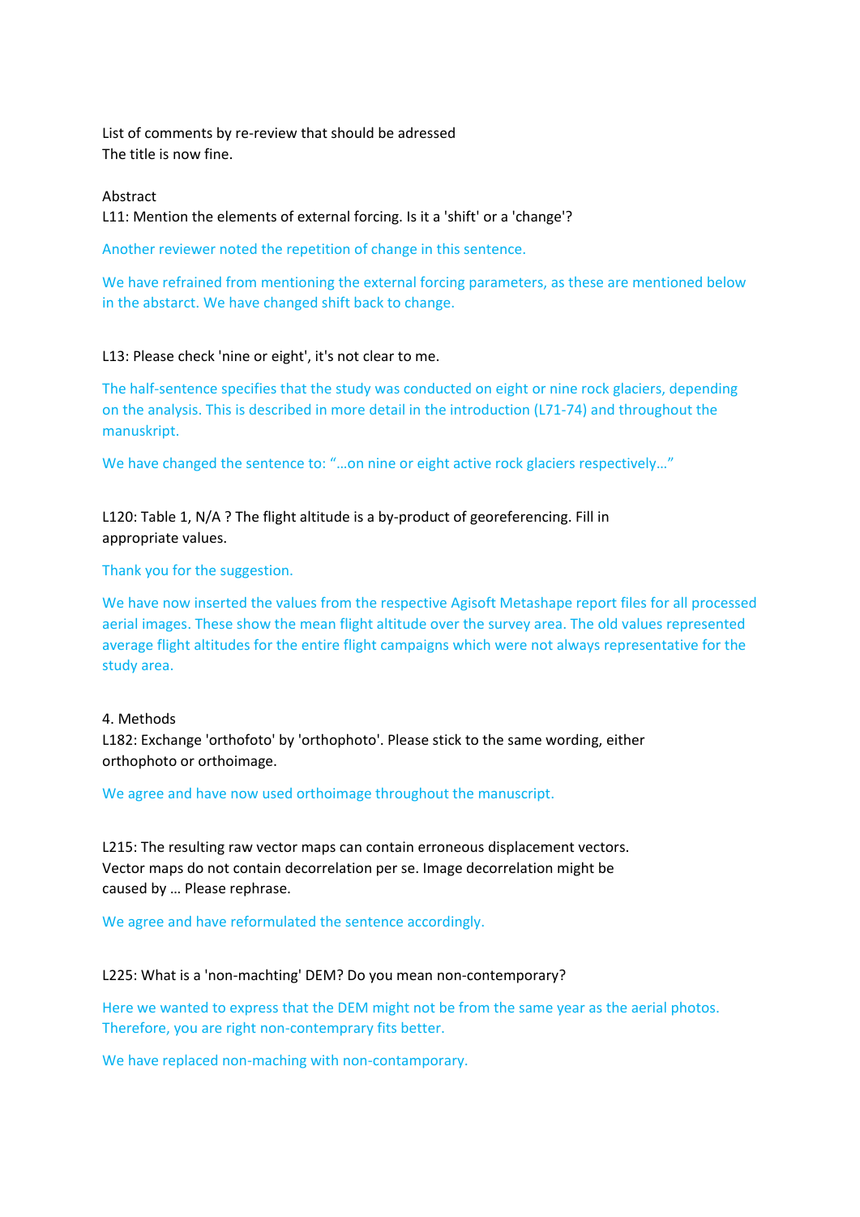List of comments by re-review that should be adressed

The title is now fine.

Abstract

L11: Mention the elements of external forcing. Is it a 'shift' or a 'change'?

Another reviewer noted the repetition of change in this sentence.

We have refrained from mentioning the external forcing parameters, as these are mentioned below in the abstarct. We have changed shift back to change.

L13: Please check 'nine or eight', it's not clear to me.

The half-sentence specifies that the study was conducted on eight or nine rock glaciers, depending on the analysis. This is described in more detail in the introduction (L71-74) and throughout the manuskript.

We have changed the sentence to: "…on nine or eight active rock glaciers respectively…"

L120: Table 1, N/A ? The flight altitude is a by-product of georeferencing. Fill in appropriate values.

Thank you for the suggestion.

We have now inserted the values from the respective Agisoft Metashape report files for all processed aerial images. These show the mean flight altitude over the survey area. The old values represented average flight altitudes for the entire flight campaigns which were not always representative for the study area.

4. Methods

L182: Exchange 'orthofoto' by 'orthophoto'. Please stick to the same wording, either orthophoto or orthoimage.

We agree and have now used orthoimage throughout the manuscript.

L215: The resulting raw vector maps can contain erroneous displacement vectors. Vector maps do not contain decorrelation per se. Image decorrelation might be caused by … Please rephrase.

We agree and have reformulated the sentence accordingly.

L225: What is a 'non-machting' DEM? Do you mean non-contemporary?

Here we wanted to express that the DEM might not be from the same year as the aerial photos. Therefore, you are right non-contemprary fits better.

We have replaced non-maching with non-contamporary.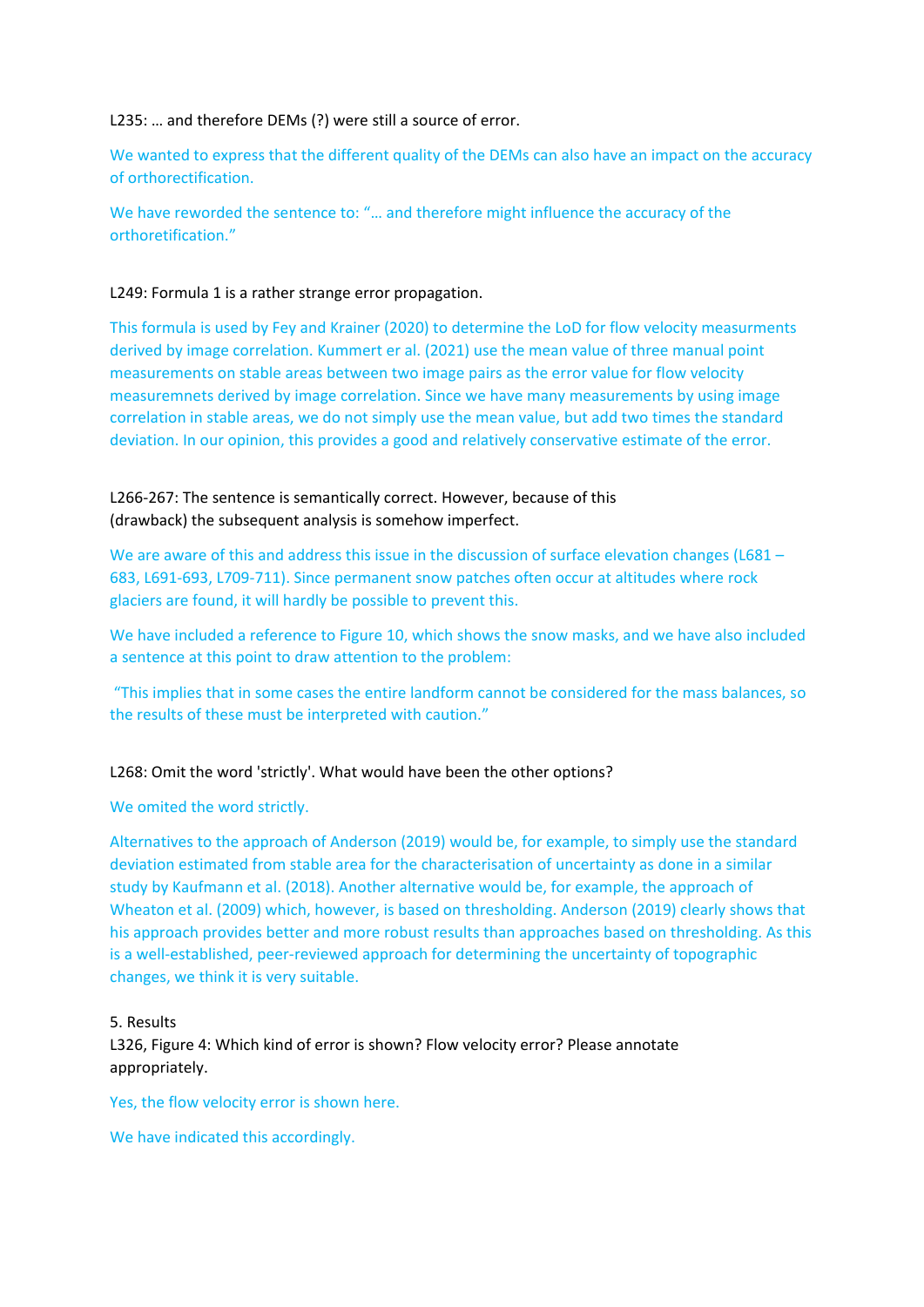L235: … and therefore DEMs (?) were still a source of error.

We wanted to express that the different quality of the DEMs can also have an impact on the accuracy of orthorectification.

We have reworded the sentence to: "… and therefore might influence the accuracy of the orthoretification."

L249: Formula 1 is a rather strange error propagation.

This formula is used by Fey and Krainer (2020) to determine the LoD for flow velocity measurments derived by image correlation. Kummert er al. (2021) use the mean value of three manual point measurements on stable areas between two image pairs as the error value for flow velocity measuremnets derived by image correlation. Since we have many measurements by using image correlation in stable areas, we do not simply use the mean value, but add two times the standard deviation. In our opinion, this provides a good and relatively conservative estimate of the error.

L266-267: The sentence is semantically correct. However, because of this (drawback) the subsequent analysis is somehow imperfect.

We are aware of this and address this issue in the discussion of surface elevation changes (L681 – 683, L691-693, L709-711). Since permanent snow patches often occur at altitudes where rock glaciers are found, it will hardly be possible to prevent this.

We have included a reference to Figure 10, which shows the snow masks, and we have also included a sentence at this point to draw attention to the problem:

"This implies that in some cases the entire landform cannot be considered for the mass balances, so the results of these must be interpreted with caution."

L268: Omit the word 'strictly'. What would have been the other options?

We omited the word strictly.

Alternatives to the approach of Anderson (2019) would be, for example, to simply use the standard deviation estimated from stable area for the characterisation of uncertainty as done in a similar study by Kaufmann et al. (2018). Another alternative would be, for example, the approach of Wheaton et al. (2009) which, however, is based on thresholding. Anderson (2019) clearly shows that his approach provides better and more robust results than approaches based on thresholding. As this is a well-established, peer-reviewed approach for determining the uncertainty of topographic changes, we think it is very suitable.

5. Results

L326, Figure 4: Which kind of error is shown? Flow velocity error? Please annotate appropriately.

Yes, the flow velocity error is shown here.

We have indicated this accordingly.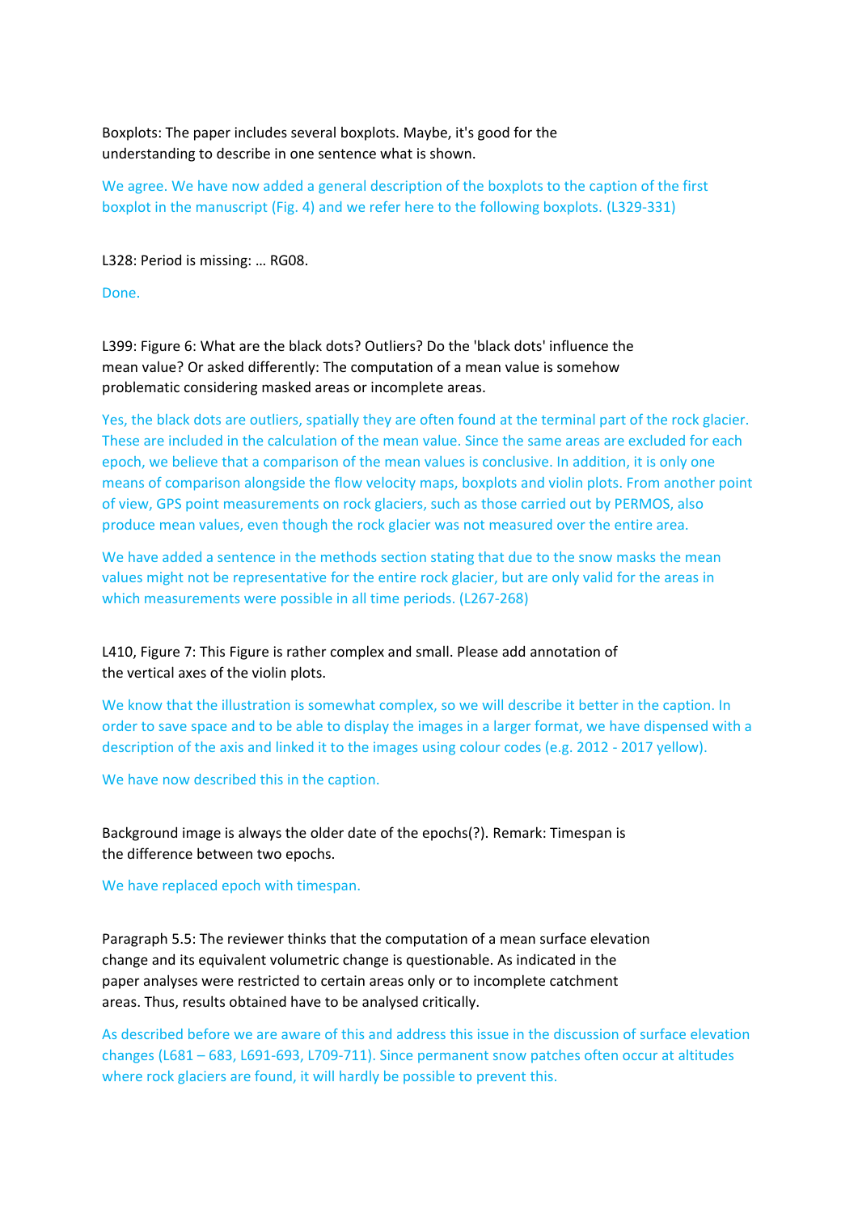Boxplots: The paper includes several boxplots. Maybe, it's good for the understanding to describe in one sentence what is shown.

We agree. We have now added a general description of the boxplots to the caption of the first boxplot in the manuscript (Fig. 4) and we refer here to the following boxplots. (L329-331)

L328: Period is missing: … RG08.

Done.

L399: Figure 6: What are the black dots? Outliers? Do the 'black dots' influence the mean value? Or asked differently: The computation of a mean value is somehow problematic considering masked areas or incomplete areas.

Yes, the black dots are outliers, spatially they are often found at the terminal part of the rock glacier. These are included in the calculation of the mean value. Since the same areas are excluded for each epoch, we believe that a comparison of the mean values is conclusive. In addition, it is only one means of comparison alongside the flow velocity maps, boxplots and violin plots. From another point of view, GPS point measurements on rock glaciers, such as those carried out by PERMOS, also produce mean values, even though the rock glacier was not measured over the entire area.

We have added a sentence in the methods section stating that due to the snow masks the mean values might not be representative for the entire rock glacier, but are only valid for the areas in which measurements were possible in all time periods. (L267-268)

L410, Figure 7: This Figure is rather complex and small. Please add annotation of the vertical axes of the violin plots.

We know that the illustration is somewhat complex, so we will describe it better in the caption. In order to save space and to be able to display the images in a larger format, we have dispensed with a description of the axis and linked it to the images using colour codes (e.g. 2012 - 2017 yellow).

We have now described this in the caption.

Background image is always the older date of the epochs(?). Remark: Timespan is the difference between two epochs.

We have replaced epoch with timespan.

Paragraph 5.5: The reviewer thinks that the computation of a mean surface elevation change and its equivalent volumetric change is questionable. As indicated in the paper analyses were restricted to certain areas only or to incomplete catchment areas. Thus, results obtained have to be analysed critically.

As described before we are aware of this and address this issue in the discussion of surface elevation changes (L681 – 683, L691-693, L709-711). Since permanent snow patches often occur at altitudes where rock glaciers are found, it will hardly be possible to prevent this.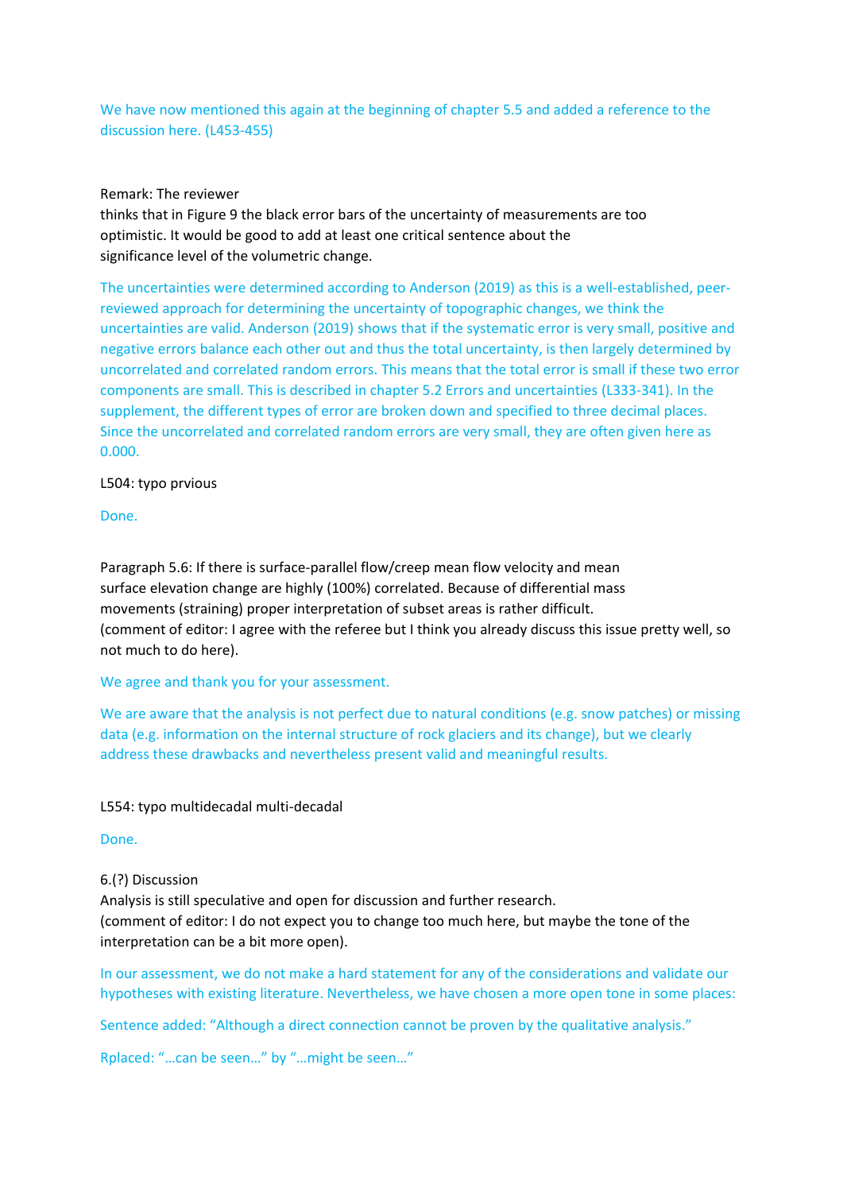We have now mentioned this again at the beginning of chapter 5.5 and added a reference to the discussion here. (L453-455)

Remark: The reviewer
thinks that in Figure 9 the black error bars of the uncertainty of measurements are too optimistic. It would be good to add at least one critical sentence about the significance level of the volumetric change.

The uncertainties were determined according to Anderson (2019) as this is a well-established, peer-reviewed approach for determining the uncertainty of topographic changes, we think the uncertainties are valid. Anderson (2019) shows that if the systematic error is very small, positive and negative errors balance each other out and thus the total uncertainty, is then largely determined by uncorrelated and correlated random errors. This means that the total error is small if these two error components are small. This is described in chapter 5.2 Errors and uncertainties (L333-341). In the supplement, the different types of error are broken down and specified to three decimal places. Since the uncorrelated and correlated random errors are very small, they are often given here as 0.000.

L504: typo prvious

Done.

Paragraph 5.6: If there is surface-parallel flow/creep mean flow velocity and mean surface elevation change are highly (100%) correlated. Because of differential mass movements (straining) proper interpretation of subset areas is rather difficult.
(comment of editor: I agree with the referee but I think you already discuss this issue pretty well, so not much to do here).

We agree and thank you for your assessment.

We are aware that the analysis is not perfect due to natural conditions (e.g. snow patches) or missing data (e.g. information on the internal structure of rock glaciers and its change), but we clearly address these drawbacks and nevertheless present valid and meaningful results.

L554: typo multidecadal multi-decadal

Done.

6.(?) Discussion
Analysis is still speculative and open for discussion and further research.
(comment of editor: I do not expect you to change too much here, but maybe the tone of the interpretation can be a bit more open).

In our assessment, we do not make a hard statement for any of the considerations and validate our hypotheses with existing literature. Nevertheless, we have chosen a more open tone in some places:

Sentence added: "Although a direct connection cannot be proven by the qualitative analysis."

Rplaced: "…can be seen…" by "…might be seen…"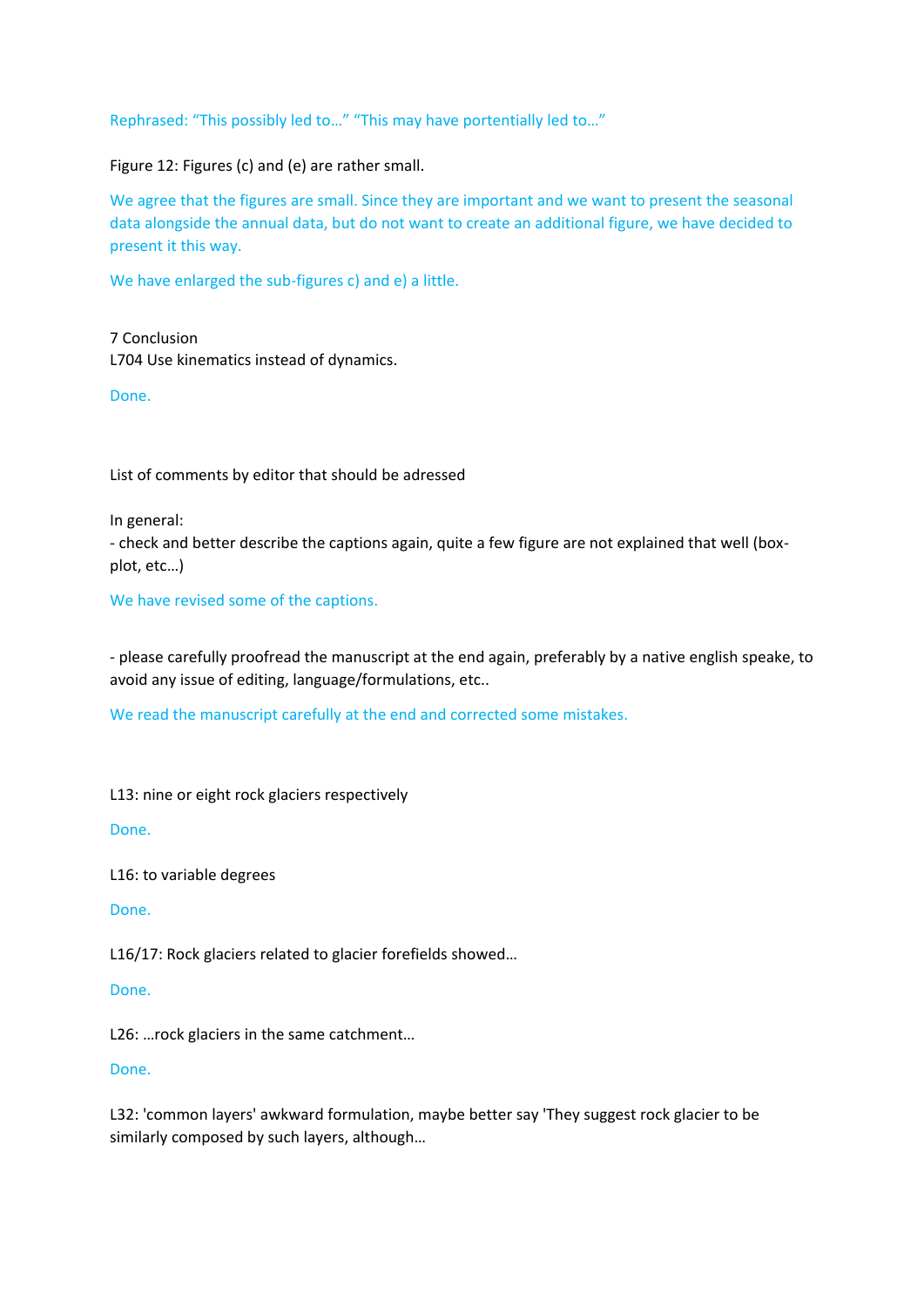Rephrased: “This possibly led to…” “This may have portentially led to…”

Figure 12: Figures (c) and (e) are rather small.

We agree that the figures are small. Since they are important and we want to present the seasonal data alongside the annual data, but do not want to create an additional figure, we have decided to present it this way.

We have enlarged the sub-figures c) and e) a little.

7 Conclusion
L704 Use kinematics instead of dynamics.

Done.

List of comments by editor that should be adressed

In general:
- check and better describe the captions again, quite a few figure are not explained that well (box-plot, etc…)

We have revised some of the captions.

- please carefully proofread the manuscript at the end again, preferably by a native english speake, to avoid any issue of editing, language/formulations, etc..

We read the manuscript carefully at the end and corrected some mistakes.

L13: nine or eight rock glaciers respectively

Done.

L16: to variable degrees

Done.

L16/17: Rock glaciers related to glacier forefields showed…

Done.

L26: …rock glaciers in the same catchment…

Done.

L32: 'common layers' awkward formulation, maybe better say 'They suggest rock glacier to be similarly composed by such layers, although…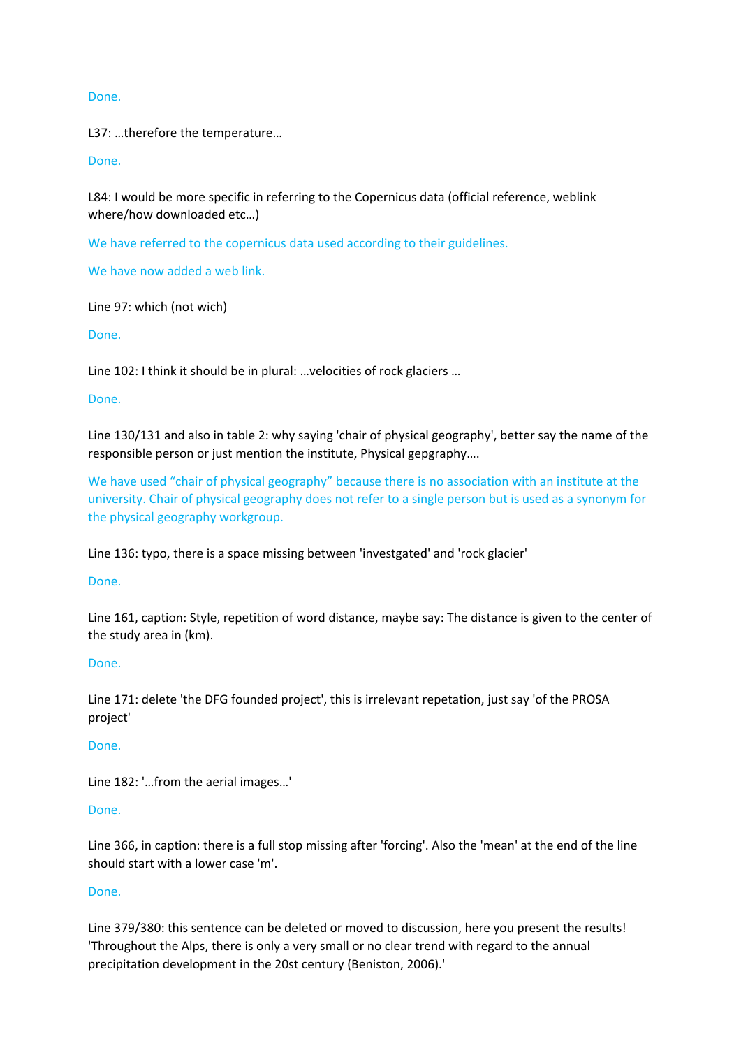Done.

L37: …therefore the temperature…

Done.

L84: I would be more specific in referring to the Copernicus data (official reference, weblink where/how downloaded etc…)

We have referred to the copernicus data used according to their guidelines.

We have now added a web link.

Line 97: which (not wich)

Done.

Line 102: I think it should be in plural: …velocities of rock glaciers …

Done.

Line 130/131 and also in table 2: why saying 'chair of physical geography', better say the name of the responsible person or just mention the institute, Physical gepgraphy….

We have used "chair of physical geography" because there is no association with an institute at the university. Chair of physical geography does not refer to a single person but is used as a synonym for the physical geography workgroup.

Line 136: typo, there is a space missing between 'investgated' and 'rock glacier'

Done.

Line 161, caption: Style, repetition of word distance, maybe say: The distance is given to the center of the study area in (km).

Done.

Line 171: delete 'the DFG founded project', this is irrelevant repetation, just say 'of the PROSA project'

Done.

Line 182: '…from the aerial images…'

Done.

Line 366, in caption: there is a full stop missing after 'forcing'. Also the 'mean' at the end of the line should start with a lower case 'm'.

Done.

Line 379/380: this sentence can be deleted or moved to discussion, here you present the results! 'Throughout the Alps, there is only a very small or no clear trend with regard to the annual precipitation development in the 20st century (Beniston, 2006).'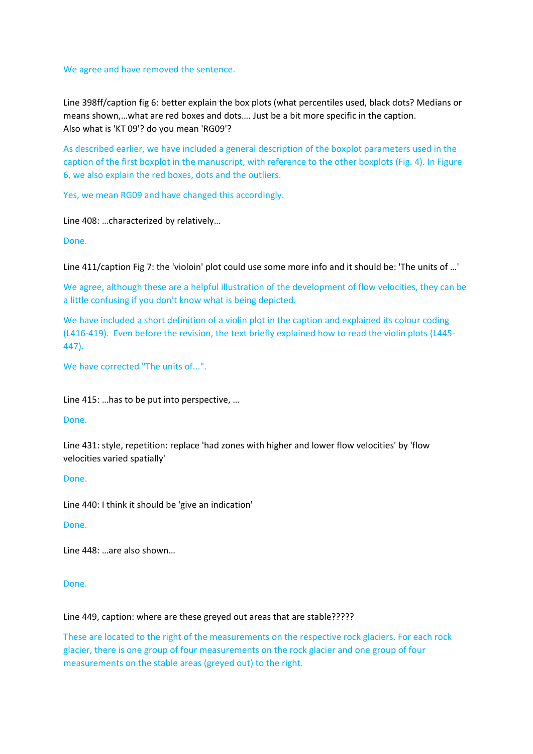We agree and have removed the sentence.

Line 398ff/caption fig 6: better explain the box plots (what percentiles used, black dots? Medians or means shown,…what are red boxes and dots…. Just be a bit more specific in the caption.
Also what is 'KT 09'? do you mean 'RG09'?

As described earlier, we have included a general description of the boxplot parameters used in the caption of the first boxplot in the manuscript, with reference to the other boxplots (Fig. 4). In Figure 6, we also explain the red boxes, dots and the outliers.

Yes, we mean RG09 and have changed this accordingly.

Line 408: …characterized by relatively…

Done.

Line 411/caption Fig 7: the 'violoin' plot could use some more info and it should be: 'The units of …'

We agree, although these are a helpful illustration of the development of flow velocities, they can be a little confusing if you don't know what is being depicted.

We have included a short definition of a violin plot in the caption and explained its colour coding (L416-419). Even before the revision, the text briefly explained how to read the violin plots (L445-447).

We have corrected "The units of...".

Line 415: …has to be put into perspective, …

Done.

Line 431: style, repetition: replace 'had zones with higher and lower flow velocities' by 'flow velocities varied spatially'

Done.

Line 440: I think it should be 'give an indication'

Done.

Line 448: …are also shown…

Done.

Line 449, caption: where are these greyed out areas that are stable?????

These are located to the right of the measurements on the respective rock glaciers. For each rock glacier, there is one group of four measurements on the rock glacier and one group of four measurements on the stable areas (greyed out) to the right.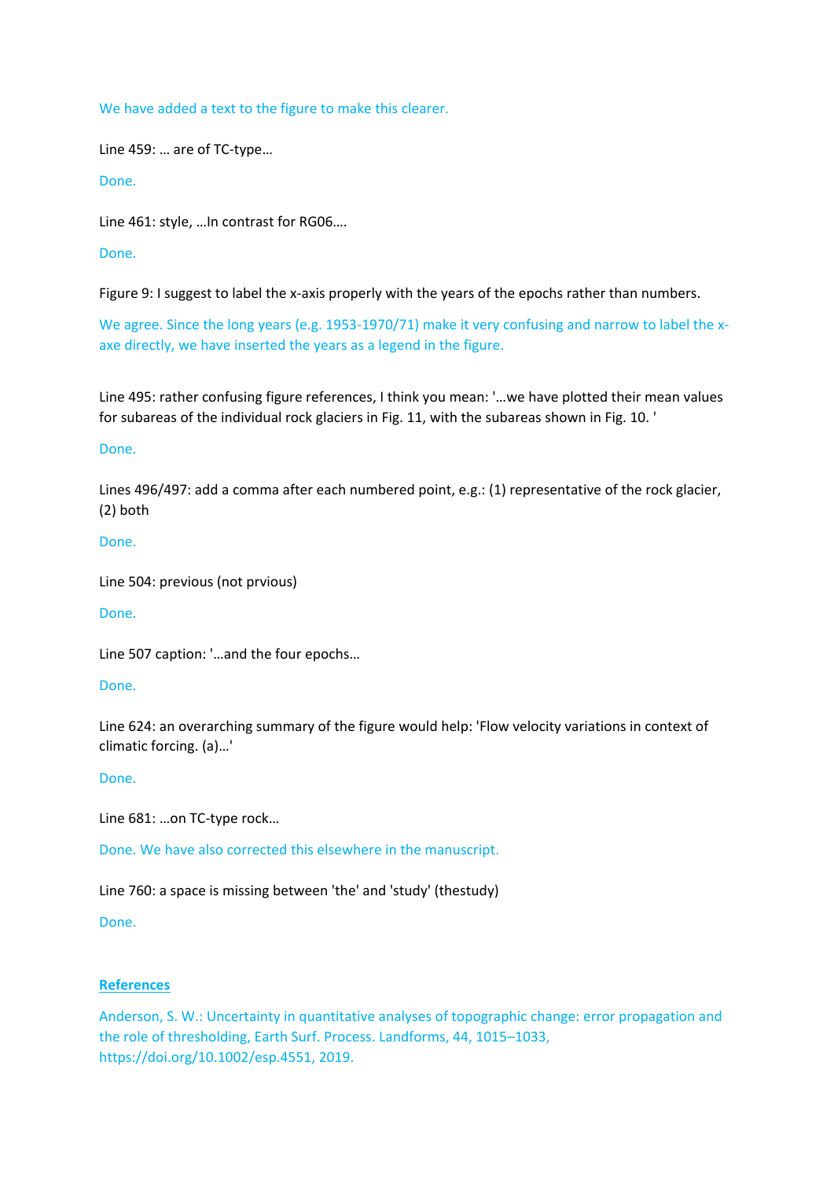We have added a text to the figure to make this clearer.

Line 459: … are of TC-type…

Done.

Line 461: style, …In contrast for RG06….

Done.

Figure 9: I suggest to label the x-axis properly with the years of the epochs rather than numbers.

We agree. Since the long years (e.g. 1953-1970/71) make it very confusing and narrow to label the x-axe directly, we have inserted the years as a legend in the figure.

Line 495: rather confusing figure references, I think you mean: '…we have plotted their mean values for subareas of the individual rock glaciers in Fig. 11, with the subareas shown in Fig. 10. '

Done.

Lines 496/497: add a comma after each numbered point, e.g.: (1) representative of the rock glacier, (2) both

Done.

Line 504: previous (not prvious)

Done.

Line 507 caption: '…and the four epochs…

Done.

Line 624: an overarching summary of the figure would help: 'Flow velocity variations in context of climatic forcing. (a)…'

Done.

Line 681: …on TC-type rock…

Done. We have also corrected this elsewhere in the manuscript.

Line 760: a space is missing between 'the' and 'study' (thestudy)

Done.

## References

Anderson, S. W.: Uncertainty in quantitative analyses of topographic change: error propagation and the role of thresholding, Earth Surf. Process. Landforms, 44, 1015–1033, https://doi.org/10.1002/esp.4551, 2019.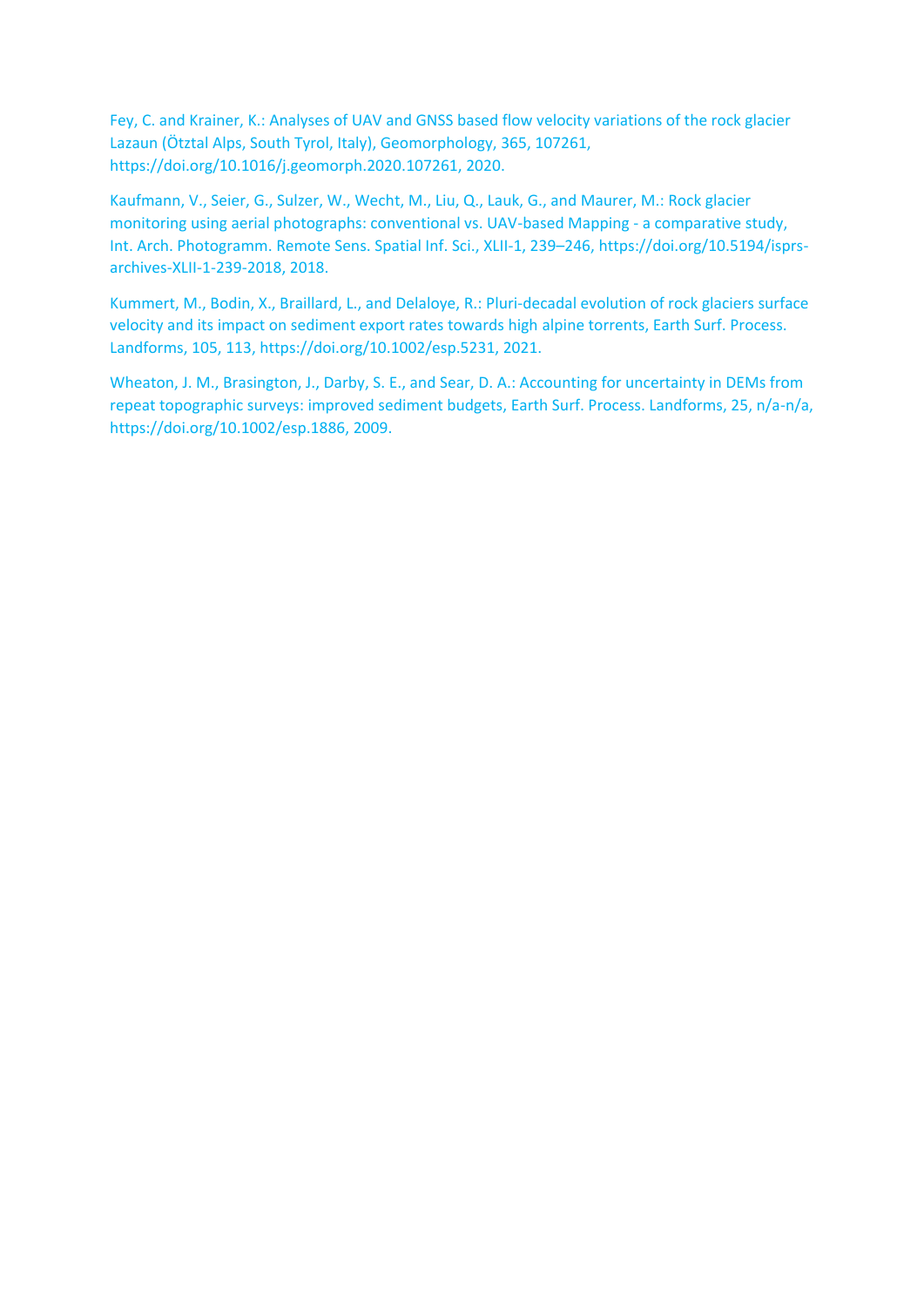Fey, C. and Krainer, K.: Analyses of UAV and GNSS based flow velocity variations of the rock glacier Lazaun (Ötztal Alps, South Tyrol, Italy), Geomorphology, 365, 107261, https://doi.org/10.1016/j.geomorph.2020.107261, 2020.

Kaufmann, V., Seier, G., Sulzer, W., Wecht, M., Liu, Q., Lauk, G., and Maurer, M.: Rock glacier monitoring using aerial photographs: conventional vs. UAV-based Mapping - a comparative study, Int. Arch. Photogramm. Remote Sens. Spatial Inf. Sci., XLII-1, 239–246, https://doi.org/10.5194/isprs-archives-XLII-1-239-2018, 2018.

Kummert, M., Bodin, X., Braillard, L., and Delaloye, R.: Pluri-decadal evolution of rock glaciers surface velocity and its impact on sediment export rates towards high alpine torrents, Earth Surf. Process. Landforms, 105, 113, https://doi.org/10.1002/esp.5231, 2021.

Wheaton, J. M., Brasington, J., Darby, S. E., and Sear, D. A.: Accounting for uncertainty in DEMs from repeat topographic surveys: improved sediment budgets, Earth Surf. Process. Landforms, 25, n/a-n/a, https://doi.org/10.1002/esp.1886, 2009.